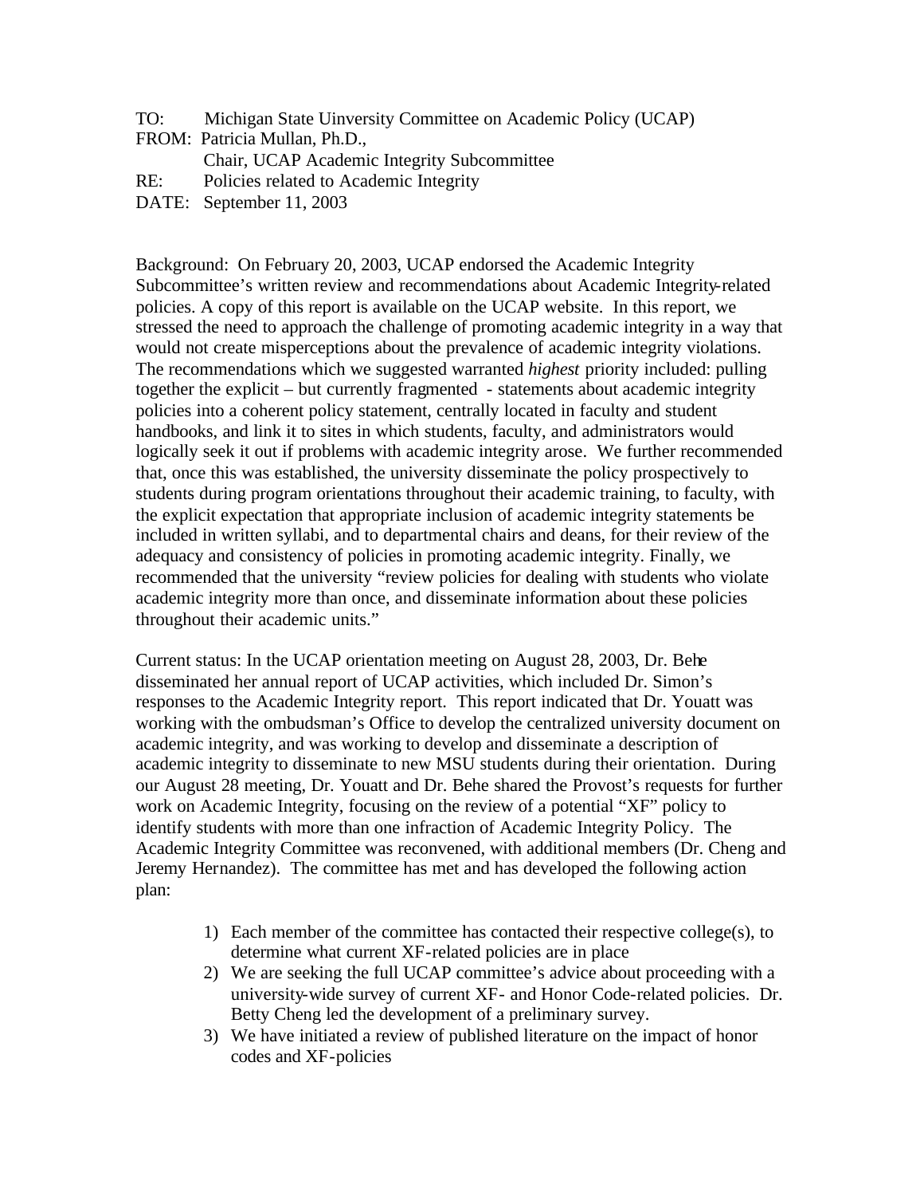TO: Michigan State Uinversity Committee on Academic Policy (UCAP)
FROM: Patricia Mullan, Ph.D.,
Chair, UCAP Academic Integrity Subcommittee
RE: Policies related to Academic Integrity
DATE: September 11, 2003

Background: On February 20, 2003, UCAP endorsed the Academic Integrity Subcommittee's written review and recommendations about Academic Integrity-related policies. A copy of this report is available on the UCAP website. In this report, we stressed the need to approach the challenge of promoting academic integrity in a way that would not create misperceptions about the prevalence of academic integrity violations. The recommendations which we suggested warranted *highest* priority included: pulling together the explicit – but currently fragmented - statements about academic integrity policies into a coherent policy statement, centrally located in faculty and student handbooks, and link it to sites in which students, faculty, and administrators would logically seek it out if problems with academic integrity arose. We further recommended that, once this was established, the university disseminate the policy prospectively to students during program orientations throughout their academic training, to faculty, with the explicit expectation that appropriate inclusion of academic integrity statements be included in written syllabi, and to departmental chairs and deans, for their review of the adequacy and consistency of policies in promoting academic integrity. Finally, we recommended that the university "review policies for dealing with students who violate academic integrity more than once, and disseminate information about these policies throughout their academic units."

Current status: In the UCAP orientation meeting on August 28, 2003, Dr. Behe disseminated her annual report of UCAP activities, which included Dr. Simon's responses to the Academic Integrity report. This report indicated that Dr. Youatt was working with the ombudsman's Office to develop the centralized university document on academic integrity, and was working to develop and disseminate a description of academic integrity to disseminate to new MSU students during their orientation. During our August 28 meeting, Dr. Youatt and Dr. Behe shared the Provost's requests for further work on Academic Integrity, focusing on the review of a potential "XF" policy to identify students with more than one infraction of Academic Integrity Policy. The Academic Integrity Committee was reconvened, with additional members (Dr. Cheng and Jeremy Hernandez). The committee has met and has developed the following action plan:

1) Each member of the committee has contacted their respective college(s), to determine what current XF-related policies are in place
2) We are seeking the full UCAP committee's advice about proceeding with a university-wide survey of current XF- and Honor Code-related policies. Dr. Betty Cheng led the development of a preliminary survey.
3) We have initiated a review of published literature on the impact of honor codes and XF-policies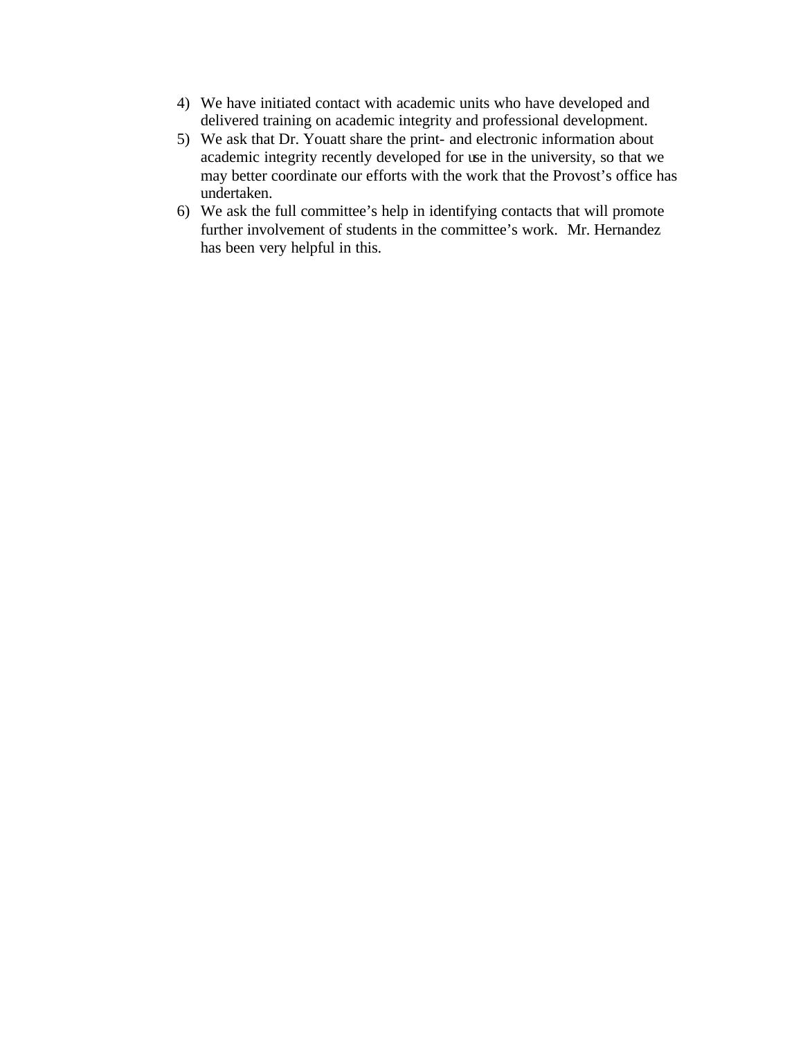4) We have initiated contact with academic units who have developed and delivered training on academic integrity and professional development.
5) We ask that Dr. Youatt share the print- and electronic information about academic integrity recently developed for use in the university, so that we may better coordinate our efforts with the work that the Provost's office has undertaken.
6) We ask the full committee's help in identifying contacts that will promote further involvement of students in the committee's work. Mr. Hernandez has been very helpful in this.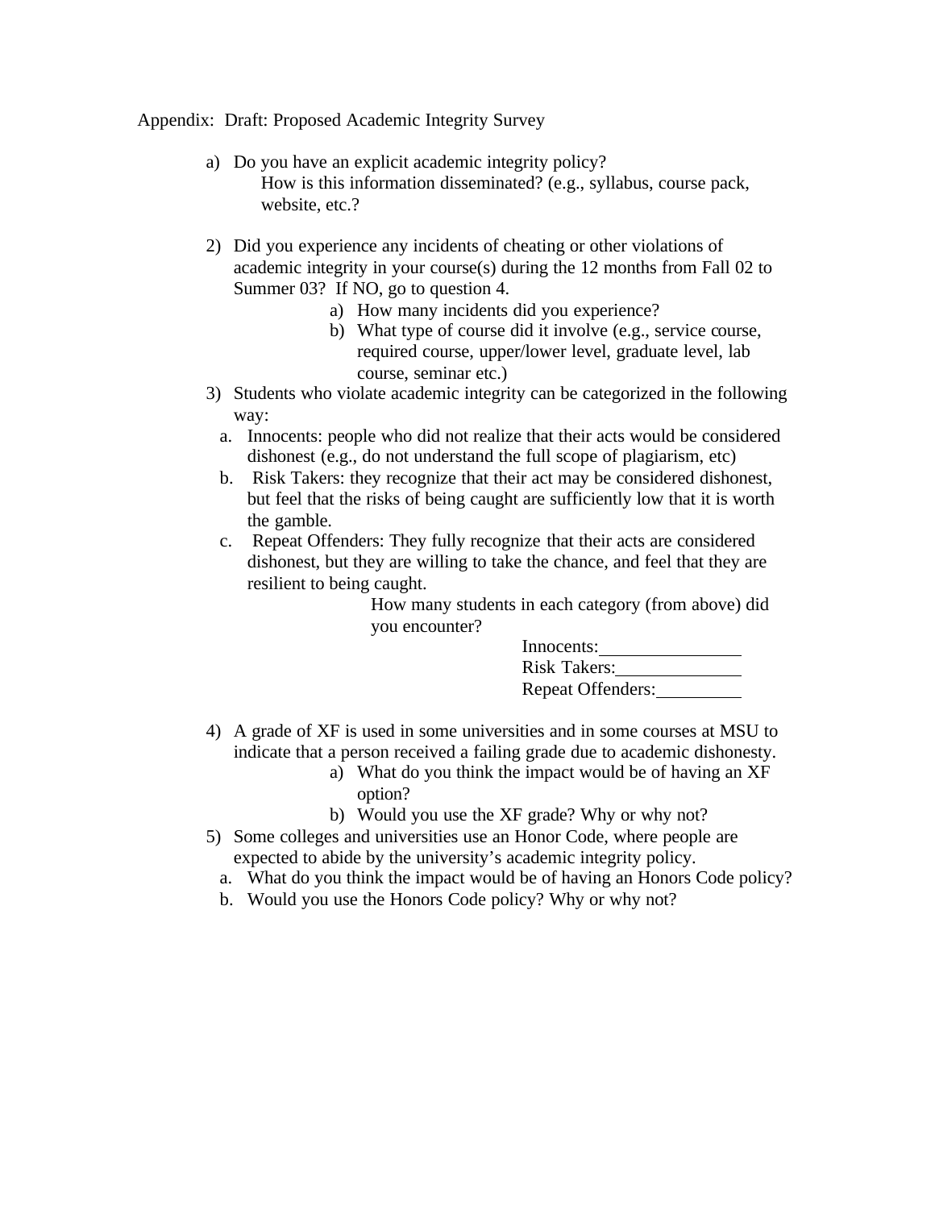Appendix: Draft: Proposed Academic Integrity Survey

a) Do you have an explicit academic integrity policy?
   How is this information disseminated? (e.g., syllabus, course pack, website, etc.?

2) Did you experience any incidents of cheating or other violations of academic integrity in your course(s) during the 12 months from Fall 02 to Summer 03? If NO, go to question 4.
   a) How many incidents did you experience?
   b) What type of course did it involve (e.g., service course, required course, upper/lower level, graduate level, lab course, seminar etc.)

3) Students who violate academic integrity can be categorized in the following way:
   a. Innocents: people who did not realize that their acts would be considered dishonest (e.g., do not understand the full scope of plagiarism, etc)
   b. Risk Takers: they recognize that their act may be considered dishonest, but feel that the risks of being caught are sufficiently low that it is worth the gamble.
   c. Repeat Offenders: They fully recognize that their acts are considered dishonest, but they are willing to take the chance, and feel that they are resilient to being caught.

   How many students in each category (from above) did you encounter?

   Innocents:________________

   Risk Takers:______________

   Repeat Offenders:__________

4) A grade of XF is used in some universities and in some courses at MSU to indicate that a person received a failing grade due to academic dishonesty.
   a) What do you think the impact would be of having an XF option?
   b) Would you use the XF grade? Why or why not?

5) Some colleges and universities use an Honor Code, where people are expected to abide by the university's academic integrity policy.
   a. What do you think the impact would be of having an Honors Code policy?
   b. Would you use the Honors Code policy? Why or why not?